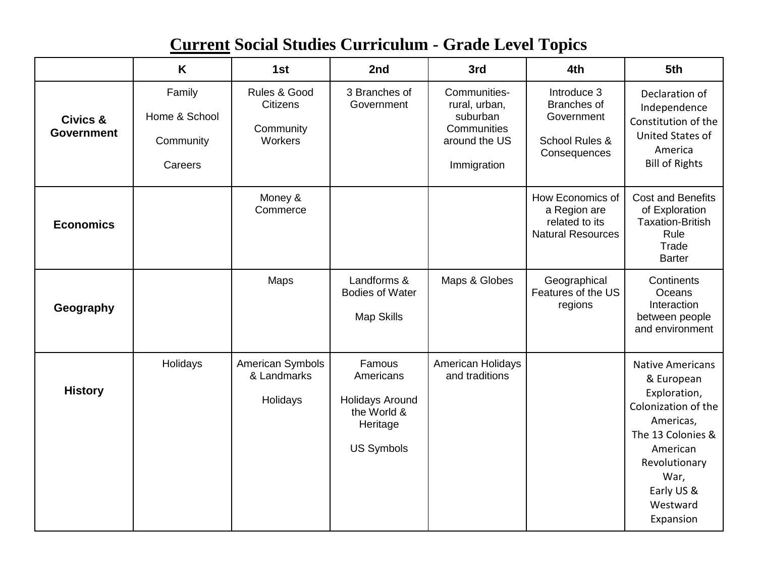# <u>Current</u> Social Studies Curriculum - Grade Level Topics

| | K | 1st | 2nd | 3rd | 4th | 5th |
|---|---|---|---|---|---|---|
| **Civics & Government** | Family<br><br>Home & School<br><br>Community<br><br>Careers | Rules & Good Citizens<br><br>Community Workers | 3 Branches of Government | Communities- rural, urban, suburban Communities around the US<br><br>Immigration | Introduce 3 Branches of Government<br><br>School Rules & Consequences | Declaration of Independence Constitution of the United States of America Bill of Rights |
| **Economics** | | Money & Commerce | | | How Economics of a Region are related to its Natural Resources | Cost and Benefits of Exploration Taxation-British Rule Trade Barter |
| **Geography** | | Maps | Landforms & Bodies of Water<br><br>Map Skills | Maps & Globes | Geographical Features of the US regions | Continents Oceans Interaction between people and environment |
| **History** | Holidays | American Symbols & Landmarks<br><br>Holidays | Famous Americans<br><br>Holidays Around the World & Heritage<br><br>US Symbols | American Holidays and traditions | | Native Americans & European Exploration, Colonization of the Americas, The 13 Colonies & American Revolutionary War, Early US & Westward Expansion |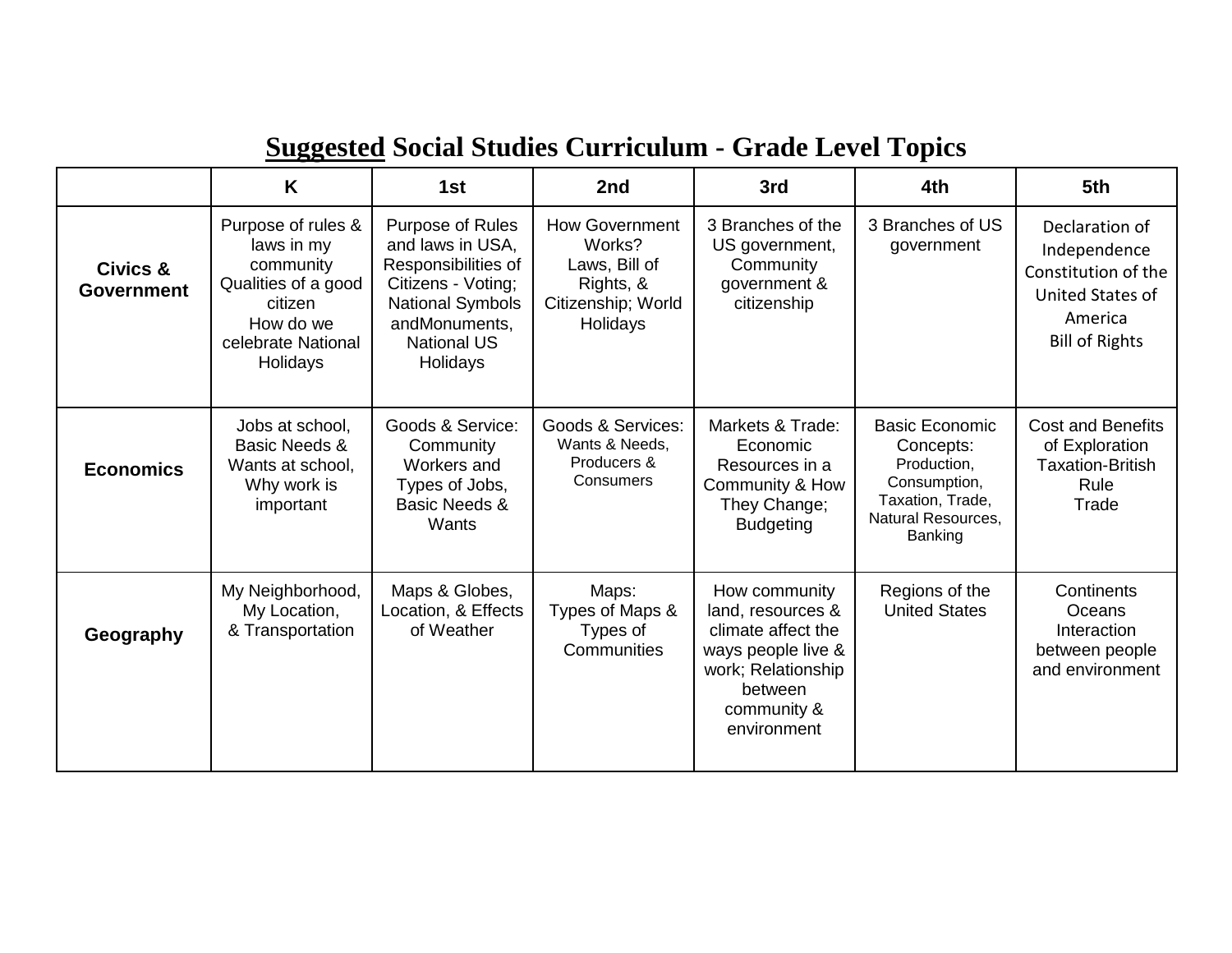# <u>Suggested</u> Social Studies Curriculum - Grade Level Topics

| | K | 1st | 2nd | 3rd | 4th | 5th |
|---|---|---|---|---|---|---|
| **Civics & Government** | Purpose of rules & laws in my community<br>Qualities of a good citizen<br>How do we celebrate National Holidays | Purpose of Rules and laws in USA, Responsibilities of Citizens - Voting; National Symbols andMonuments, National US Holidays | How Government Works?<br>Laws, Bill of Rights, & Citizenship; World Holidays | 3 Branches of the US government, Community government & citizenship | 3 Branches of US government | Declaration of Independence<br>Constitution of the United States of America<br>Bill of Rights |
| **Economics** | Jobs at school, Basic Needs & Wants at school, Why work is important | Goods & Service: Community Workers and Types of Jobs, Basic Needs & Wants | Goods & Services: Wants & Needs, Producers & Consumers | Markets & Trade: Economic Resources in a Community & How They Change; Budgeting | Basic Economic Concepts: Production, Consumption, Taxation, Trade, Natural Resources, Banking | Cost and Benefits of Exploration<br>Taxation-British Rule<br>Trade |
| **Geography** | My Neighborhood, My Location, & Transportation | Maps & Globes, Location, & Effects of Weather | Maps:<br>Types of Maps & Types of Communities | How community land, resources & climate affect the ways people live & work; Relationship between community & environment | Regions of the United States | Continents<br>Oceans<br>Interaction between people and environment |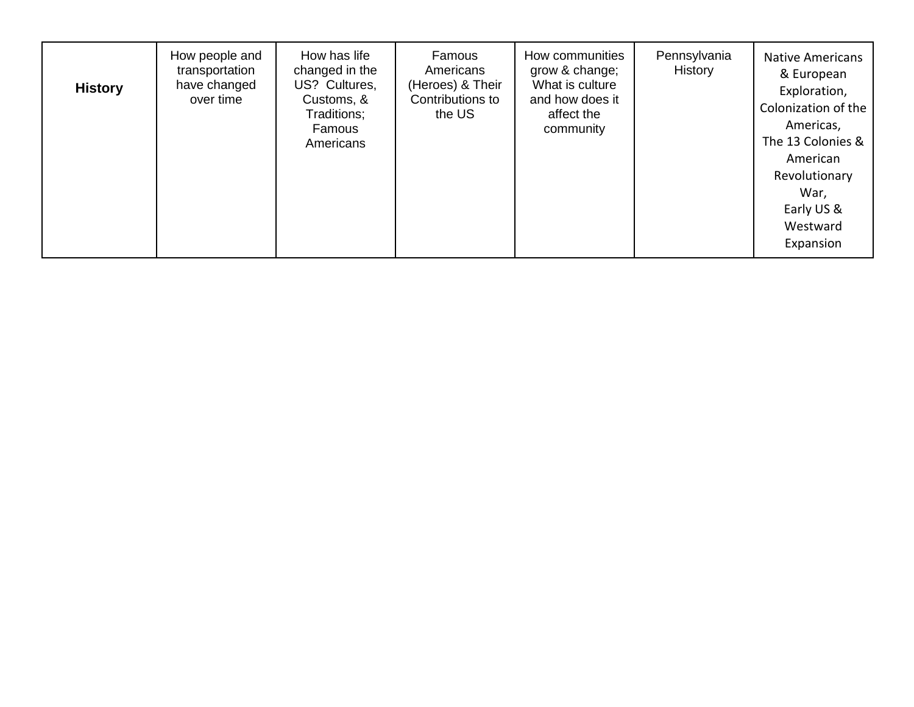| | | | | | | |
|---|---|---|---|---|---|---|
| **History** | How people and transportation have changed over time | How has life changed in the US? Cultures, Customs, & Traditions; Famous Americans | Famous Americans (Heroes) & Their Contributions to the US | How communities grow & change; What is culture and how does it affect the community | Pennsylvania History | Native Americans & European Exploration, Colonization of the Americas, The 13 Colonies & American Revolutionary War, Early US & Westward Expansion |